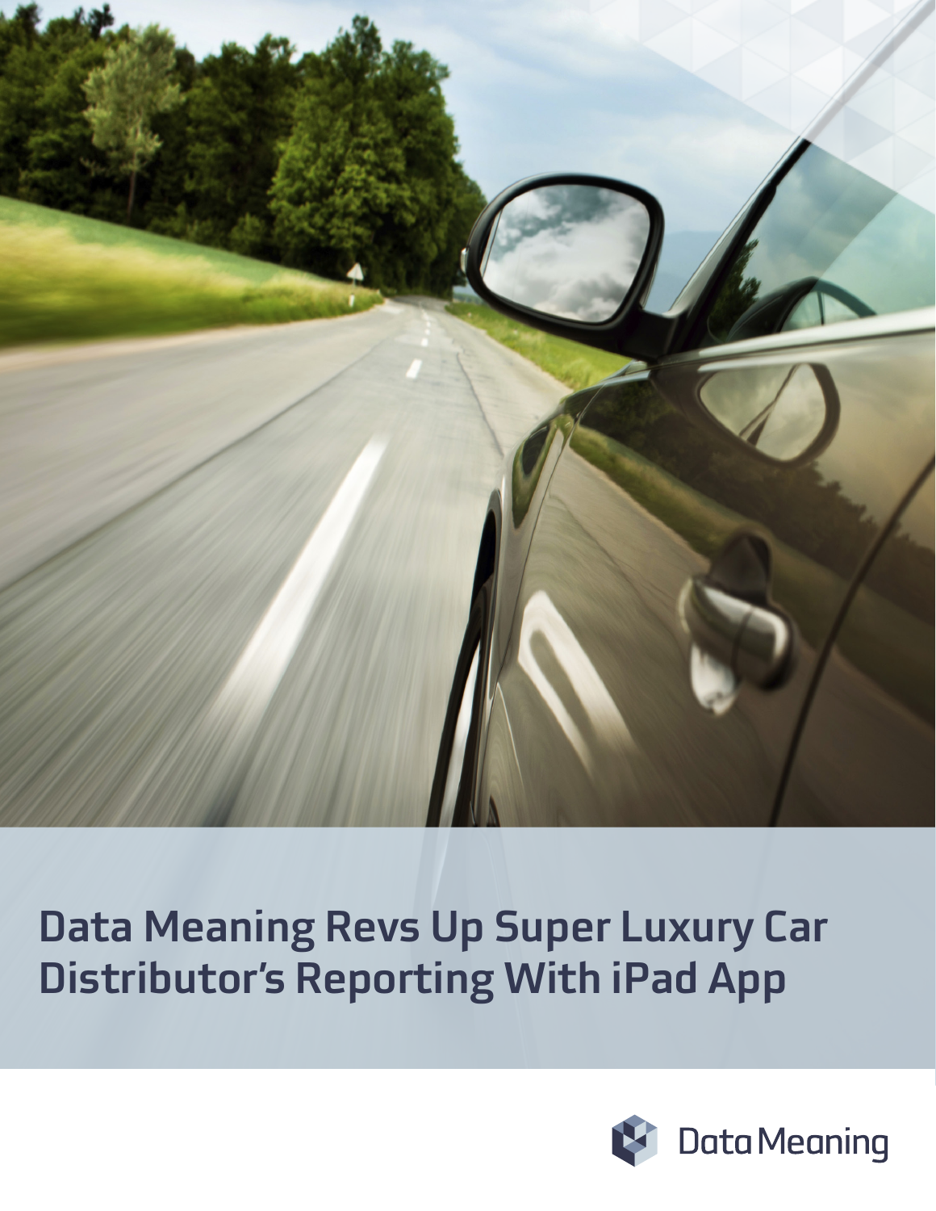# Data Meaning Revs Up Super Luxury Car Distributor's Reporting With iPad App

Data Meaning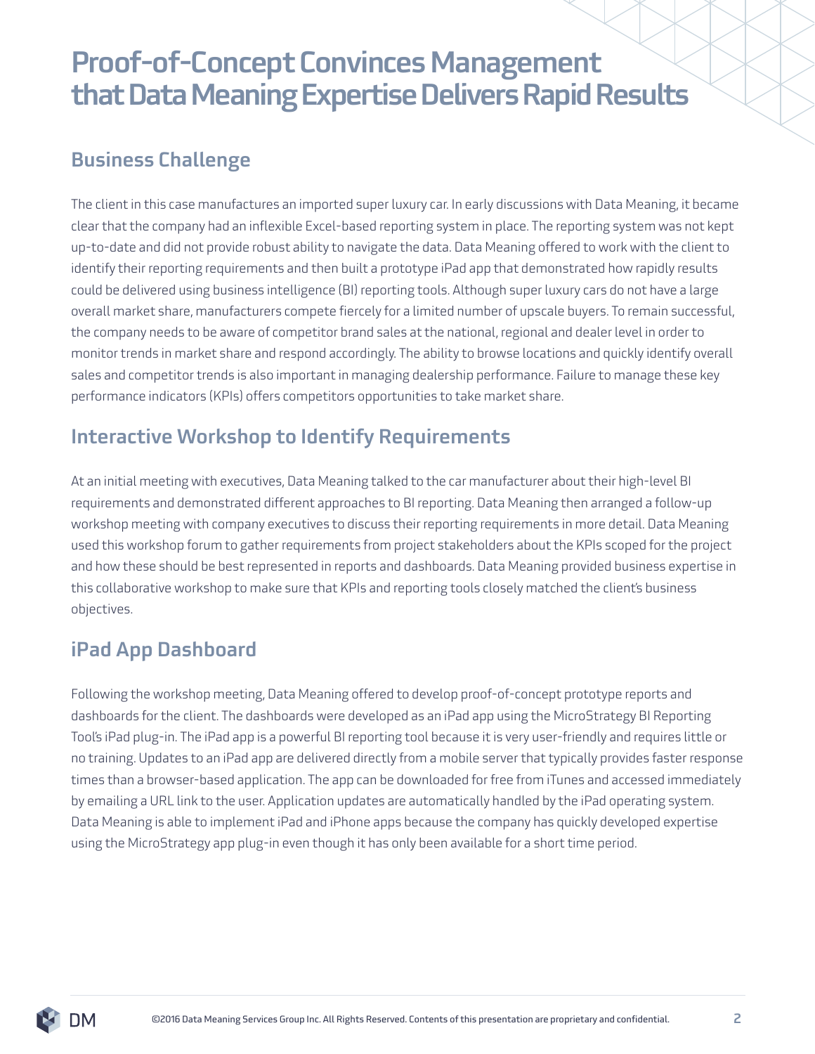# Proof-of-Concept Convinces Management that Data Meaning Expertise Delivers Rapid Results

## Business Challenge

The client in this case manufactures an imported super luxury car. In early discussions with Data Meaning, it became clear that the company had an inflexible Excel-based reporting system in place. The reporting system was not kept up-to-date and did not provide robust ability to navigate the data. Data Meaning offered to work with the client to identify their reporting requirements and then built a prototype iPad app that demonstrated how rapidly results could be delivered using business intelligence (BI) reporting tools. Although super luxury cars do not have a large overall market share, manufacturers compete fiercely for a limited number of upscale buyers. To remain successful, the company needs to be aware of competitor brand sales at the national, regional and dealer level in order to monitor trends in market share and respond accordingly. The ability to browse locations and quickly identify overall sales and competitor trends is also important in managing dealership performance. Failure to manage these key performance indicators (KPIs) offers competitors opportunities to take market share.

## Interactive Workshop to Identify Requirements

At an initial meeting with executives, Data Meaning talked to the car manufacturer about their high-level BI requirements and demonstrated different approaches to BI reporting. Data Meaning then arranged a follow-up workshop meeting with company executives to discuss their reporting requirements in more detail. Data Meaning used this workshop forum to gather requirements from project stakeholders about the KPIs scoped for the project and how these should be best represented in reports and dashboards. Data Meaning provided business expertise in this collaborative workshop to make sure that KPIs and reporting tools closely matched the client's business objectives.

## iPad App Dashboard

Following the workshop meeting, Data Meaning offered to develop proof-of-concept prototype reports and dashboards for the client. The dashboards were developed as an iPad app using the MicroStrategy BI Reporting Tool's iPad plug-in. The iPad app is a powerful BI reporting tool because it is very user-friendly and requires little or no training. Updates to an iPad app are delivered directly from a mobile server that typically provides faster response times than a browser-based application. The app can be downloaded for free from iTunes and accessed immediately by emailing a URL link to the user. Application updates are automatically handled by the iPad operating system. Data Meaning is able to implement iPad and iPhone apps because the company has quickly developed expertise using the MicroStrategy app plug-in even though it has only been available for a short time period.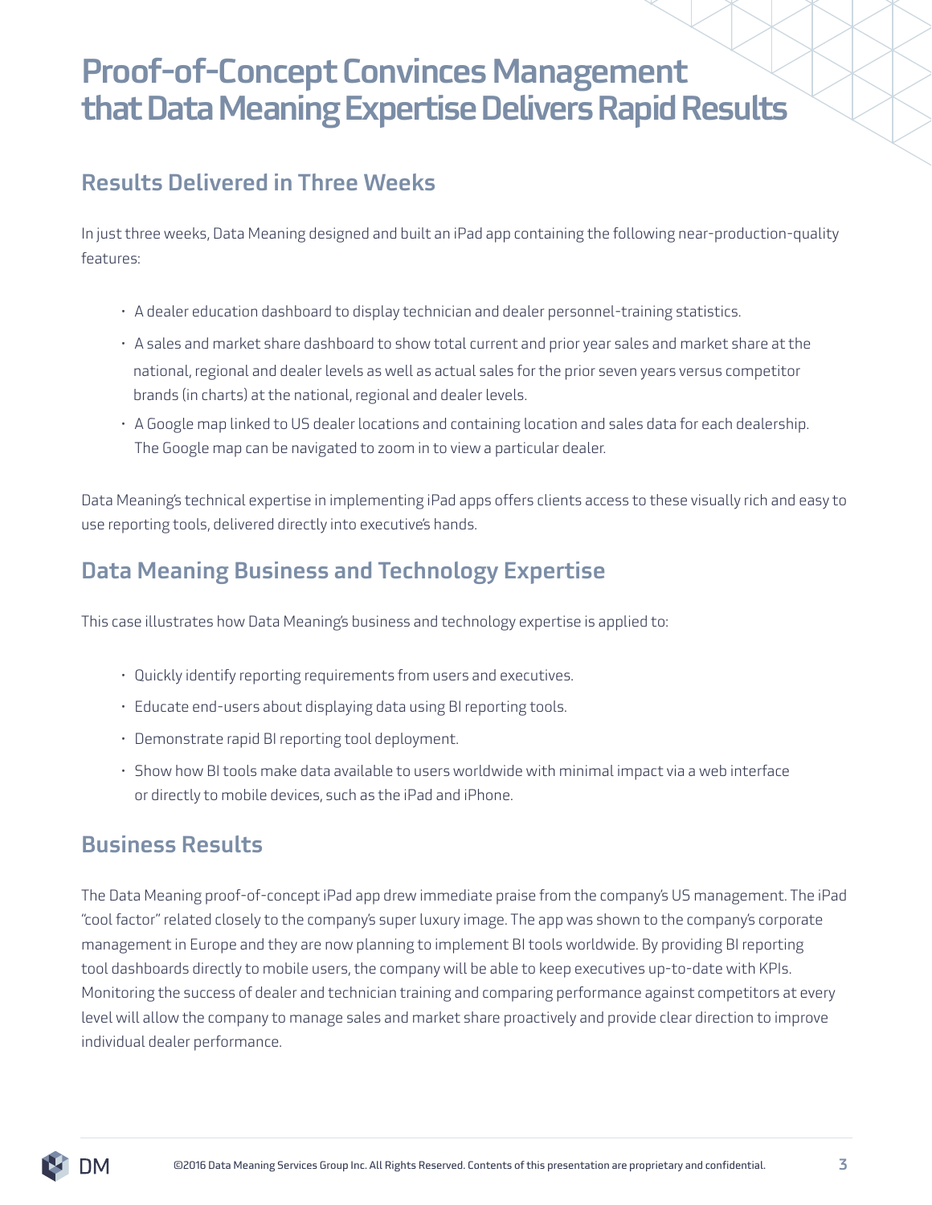# Proof-of-Concept Convinces Management that Data Meaning Expertise Delivers Rapid Results

## Results Delivered in Three Weeks

In just three weeks, Data Meaning designed and built an iPad app containing the following near-production-quality features:

- A dealer education dashboard to display technician and dealer personnel-training statistics.
- A sales and market share dashboard to show total current and prior year sales and market share at the national, regional and dealer levels as well as actual sales for the prior seven years versus competitor brands (in charts) at the national, regional and dealer levels.
- A Google map linked to US dealer locations and containing location and sales data for each dealership. The Google map can be navigated to zoom in to view a particular dealer.

Data Meaning's technical expertise in implementing iPad apps offers clients access to these visually rich and easy to use reporting tools, delivered directly into executive's hands.

## Data Meaning Business and Technology Expertise

This case illustrates how Data Meaning's business and technology expertise is applied to:

- Quickly identify reporting requirements from users and executives.
- Educate end-users about displaying data using BI reporting tools.
- Demonstrate rapid BI reporting tool deployment.
- Show how BI tools make data available to users worldwide with minimal impact via a web interface or directly to mobile devices, such as the iPad and iPhone.

## Business Results

The Data Meaning proof-of-concept iPad app drew immediate praise from the company's US management. The iPad "cool factor" related closely to the company's super luxury image. The app was shown to the company's corporate management in Europe and they are now planning to implement BI tools worldwide. By providing BI reporting tool dashboards directly to mobile users, the company will be able to keep executives up-to-date with KPIs. Monitoring the success of dealer and technician training and comparing performance against competitors at every level will allow the company to manage sales and market share proactively and provide clear direction to improve individual dealer performance.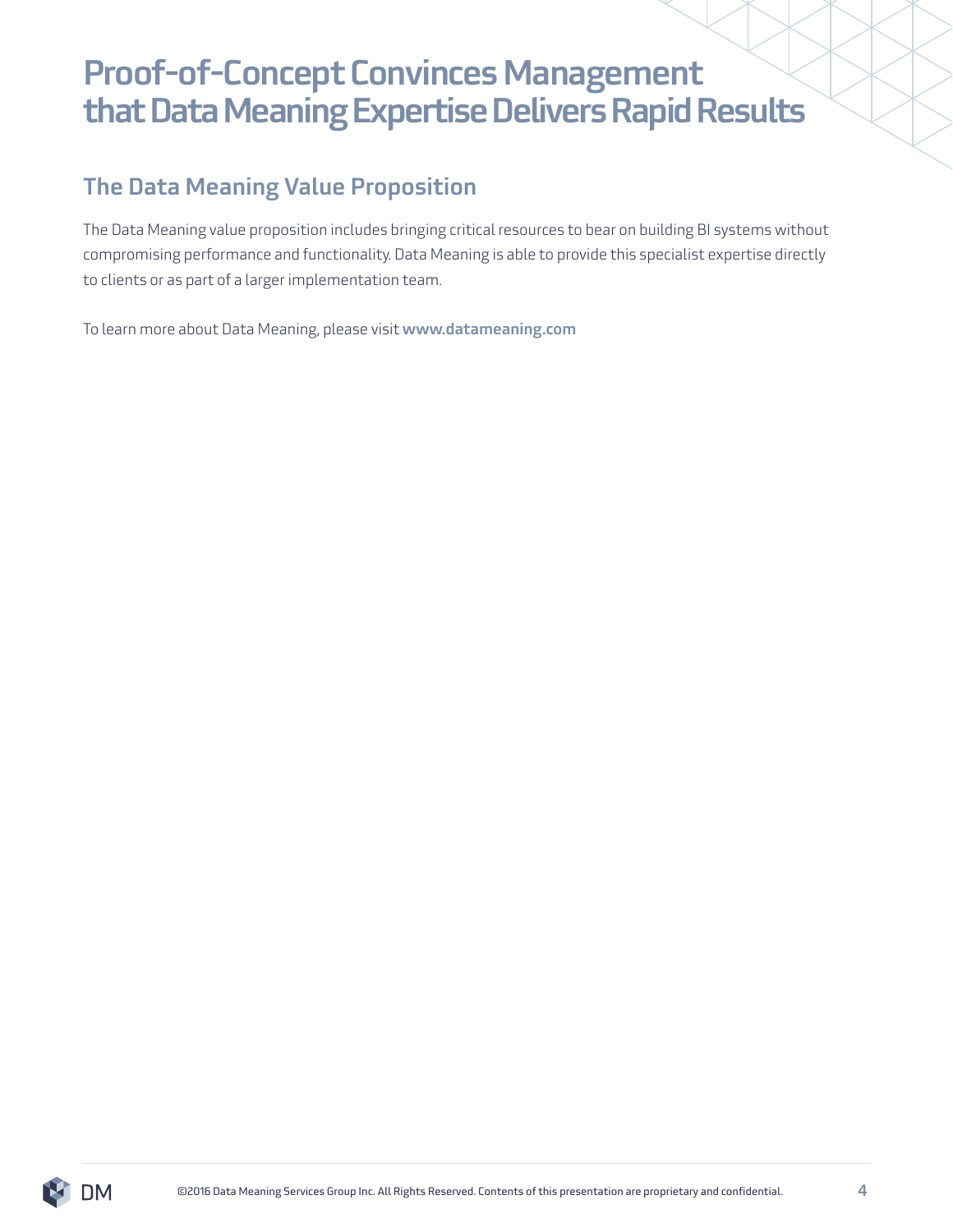# Proof-of-Concept Convinces Management that Data Meaning Expertise Delivers Rapid Results

## The Data Meaning Value Proposition

The Data Meaning value proposition includes bringing critical resources to bear on building BI systems without compromising performance and functionality. Data Meaning is able to provide this specialist expertise directly to clients or as part of a larger implementation team.

To learn more about Data Meaning, please visit **www.datameaning.com**